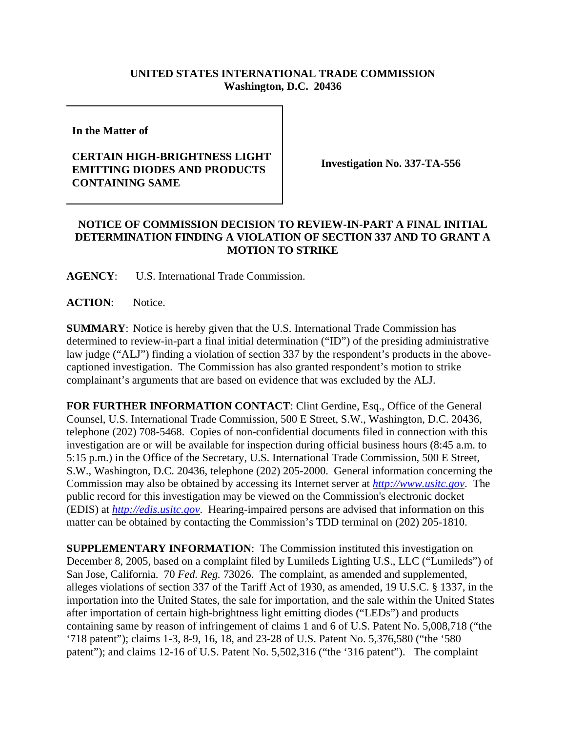**UNITED STATES INTERNATIONAL TRADE COMMISSION**
**Washington, D.C. 20436**

| In the Matter of<br><br>**CERTAIN HIGH-BRIGHTNESS LIGHT EMITTING DIODES AND PRODUCTS CONTAINING SAME** | **Investigation No. 337-TA-556** |
|---|---|

**NOTICE OF COMMISSION DECISION TO REVIEW-IN-PART A FINAL INITIAL DETERMINATION FINDING A VIOLATION OF SECTION 337 AND TO GRANT A MOTION TO STRIKE**

**AGENCY**: U.S. International Trade Commission.

**ACTION**: Notice.

**SUMMARY**: Notice is hereby given that the U.S. International Trade Commission has determined to review-in-part a final initial determination ("ID") of the presiding administrative law judge ("ALJ") finding a violation of section 337 by the respondent's products in the above-captioned investigation. The Commission has also granted respondent's motion to strike complainant's arguments that are based on evidence that was excluded by the ALJ.

**FOR FURTHER INFORMATION CONTACT**: Clint Gerdine, Esq., Office of the General Counsel, U.S. International Trade Commission, 500 E Street, S.W., Washington, D.C. 20436, telephone (202) 708-5468. Copies of non-confidential documents filed in connection with this investigation are or will be available for inspection during official business hours (8:45 a.m. to 5:15 p.m.) in the Office of the Secretary, U.S. International Trade Commission, 500 E Street, S.W., Washington, D.C. 20436, telephone (202) 205-2000. General information concerning the Commission may also be obtained by accessing its Internet server at *http://www.usitc.gov*. The public record for this investigation may be viewed on the Commission's electronic docket (EDIS) at *http://edis.usitc.gov*. Hearing-impaired persons are advised that information on this matter can be obtained by contacting the Commission's TDD terminal on (202) 205-1810.

**SUPPLEMENTARY INFORMATION**: The Commission instituted this investigation on December 8, 2005, based on a complaint filed by Lumileds Lighting U.S., LLC ("Lumileds") of San Jose, California. 70 *Fed. Reg.* 73026. The complaint, as amended and supplemented, alleges violations of section 337 of the Tariff Act of 1930, as amended, 19 U.S.C. § 1337, in the importation into the United States, the sale for importation, and the sale within the United States after importation of certain high-brightness light emitting diodes ("LEDs") and products containing same by reason of infringement of claims 1 and 6 of U.S. Patent No. 5,008,718 ("the '718 patent"); claims 1-3, 8-9, 16, 18, and 23-28 of U.S. Patent No. 5,376,580 ("the '580 patent"); and claims 12-16 of U.S. Patent No. 5,502,316 ("the '316 patent"). The complaint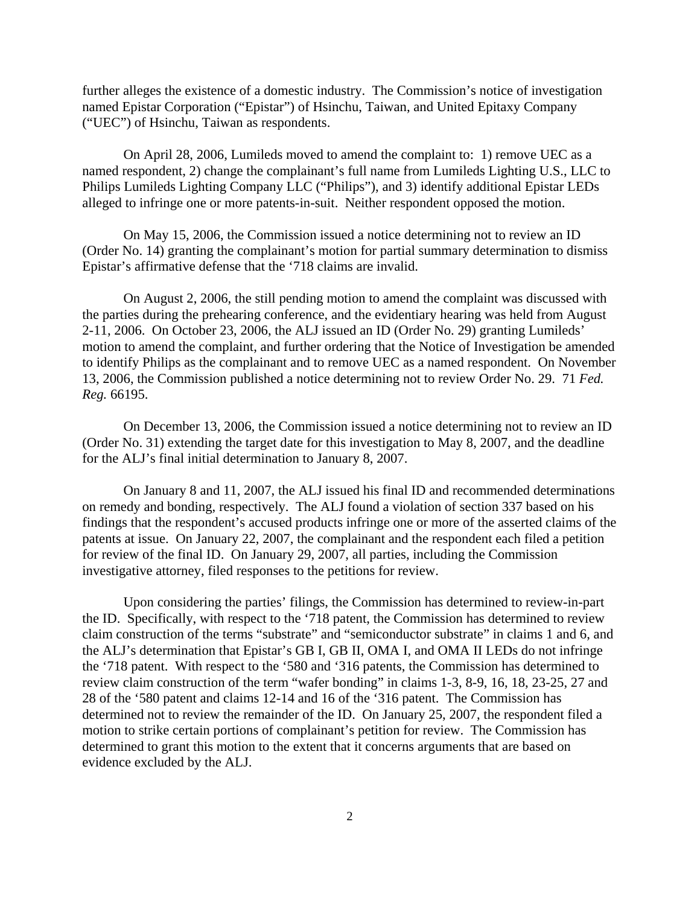further alleges the existence of a domestic industry. The Commission's notice of investigation named Epistar Corporation ("Epistar") of Hsinchu, Taiwan, and United Epitaxy Company ("UEC") of Hsinchu, Taiwan as respondents.

On April 28, 2006, Lumileds moved to amend the complaint to: 1) remove UEC as a named respondent, 2) change the complainant's full name from Lumileds Lighting U.S., LLC to Philips Lumileds Lighting Company LLC ("Philips"), and 3) identify additional Epistar LEDs alleged to infringe one or more patents-in-suit. Neither respondent opposed the motion.

On May 15, 2006, the Commission issued a notice determining not to review an ID (Order No. 14) granting the complainant's motion for partial summary determination to dismiss Epistar's affirmative defense that the '718 claims are invalid.

On August 2, 2006, the still pending motion to amend the complaint was discussed with the parties during the prehearing conference, and the evidentiary hearing was held from August 2-11, 2006. On October 23, 2006, the ALJ issued an ID (Order No. 29) granting Lumileds' motion to amend the complaint, and further ordering that the Notice of Investigation be amended to identify Philips as the complainant and to remove UEC as a named respondent. On November 13, 2006, the Commission published a notice determining not to review Order No. 29. 71 *Fed. Reg.* 66195.

On December 13, 2006, the Commission issued a notice determining not to review an ID (Order No. 31) extending the target date for this investigation to May 8, 2007, and the deadline for the ALJ's final initial determination to January 8, 2007.

On January 8 and 11, 2007, the ALJ issued his final ID and recommended determinations on remedy and bonding, respectively. The ALJ found a violation of section 337 based on his findings that the respondent's accused products infringe one or more of the asserted claims of the patents at issue. On January 22, 2007, the complainant and the respondent each filed a petition for review of the final ID. On January 29, 2007, all parties, including the Commission investigative attorney, filed responses to the petitions for review.

Upon considering the parties' filings, the Commission has determined to review-in-part the ID. Specifically, with respect to the '718 patent, the Commission has determined to review claim construction of the terms "substrate" and "semiconductor substrate" in claims 1 and 6, and the ALJ's determination that Epistar's GB I, GB II, OMA I, and OMA II LEDs do not infringe the '718 patent. With respect to the '580 and '316 patents, the Commission has determined to review claim construction of the term "wafer bonding" in claims 1-3, 8-9, 16, 18, 23-25, 27 and 28 of the '580 patent and claims 12-14 and 16 of the '316 patent. The Commission has determined not to review the remainder of the ID. On January 25, 2007, the respondent filed a motion to strike certain portions of complainant's petition for review. The Commission has determined to grant this motion to the extent that it concerns arguments that are based on evidence excluded by the ALJ.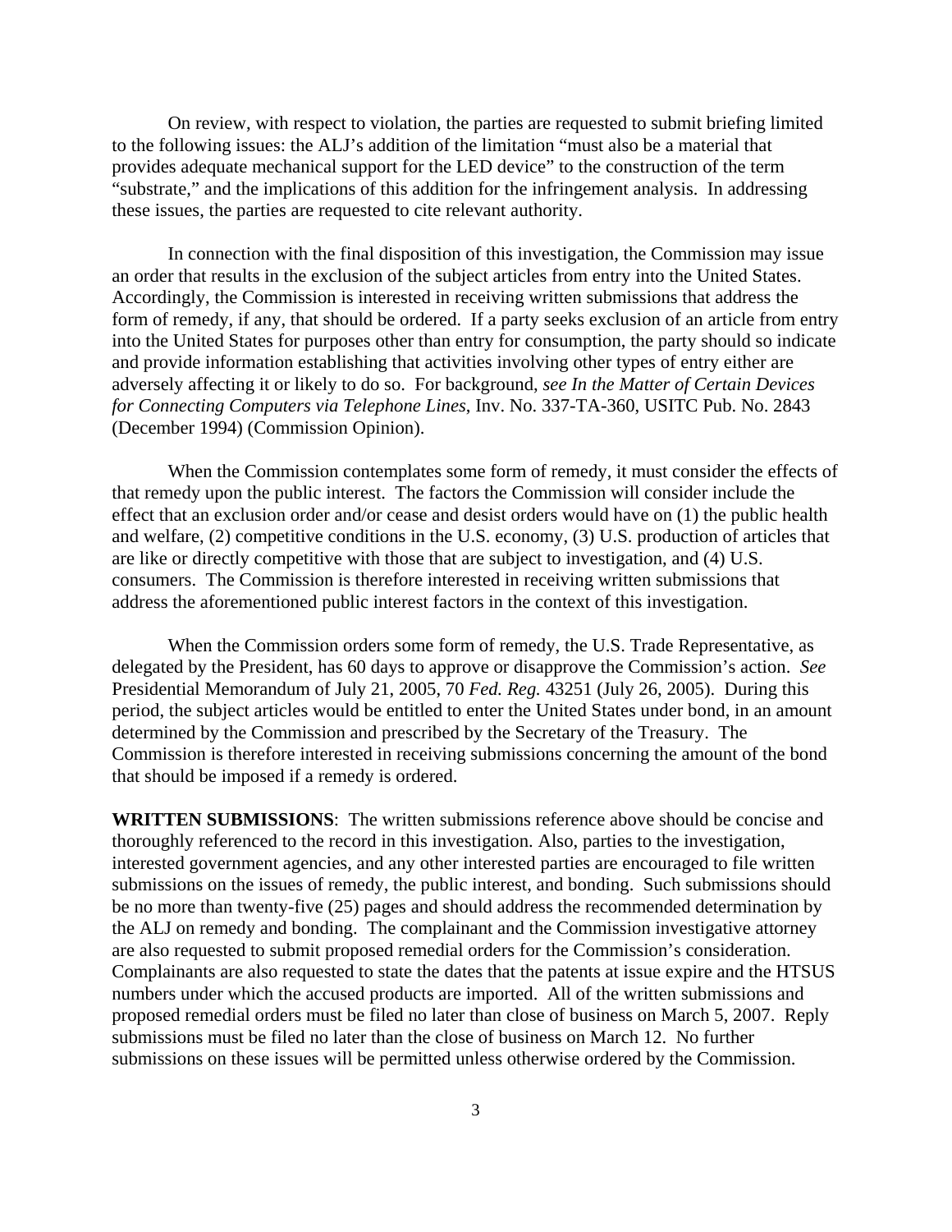On review, with respect to violation, the parties are requested to submit briefing limited to the following issues: the ALJ's addition of the limitation "must also be a material that provides adequate mechanical support for the LED device" to the construction of the term "substrate," and the implications of this addition for the infringement analysis. In addressing these issues, the parties are requested to cite relevant authority.

In connection with the final disposition of this investigation, the Commission may issue an order that results in the exclusion of the subject articles from entry into the United States. Accordingly, the Commission is interested in receiving written submissions that address the form of remedy, if any, that should be ordered. If a party seeks exclusion of an article from entry into the United States for purposes other than entry for consumption, the party should so indicate and provide information establishing that activities involving other types of entry either are adversely affecting it or likely to do so. For background, *see In the Matter of Certain Devices for Connecting Computers via Telephone Lines*, Inv. No. 337-TA-360, USITC Pub. No. 2843 (December 1994) (Commission Opinion).

When the Commission contemplates some form of remedy, it must consider the effects of that remedy upon the public interest. The factors the Commission will consider include the effect that an exclusion order and/or cease and desist orders would have on (1) the public health and welfare, (2) competitive conditions in the U.S. economy, (3) U.S. production of articles that are like or directly competitive with those that are subject to investigation, and (4) U.S. consumers. The Commission is therefore interested in receiving written submissions that address the aforementioned public interest factors in the context of this investigation.

When the Commission orders some form of remedy, the U.S. Trade Representative, as delegated by the President, has 60 days to approve or disapprove the Commission's action. *See* Presidential Memorandum of July 21, 2005, 70 *Fed. Reg.* 43251 (July 26, 2005). During this period, the subject articles would be entitled to enter the United States under bond, in an amount determined by the Commission and prescribed by the Secretary of the Treasury. The Commission is therefore interested in receiving submissions concerning the amount of the bond that should be imposed if a remedy is ordered.

**WRITTEN SUBMISSIONS**: The written submissions reference above should be concise and thoroughly referenced to the record in this investigation. Also, parties to the investigation, interested government agencies, and any other interested parties are encouraged to file written submissions on the issues of remedy, the public interest, and bonding. Such submissions should be no more than twenty-five (25) pages and should address the recommended determination by the ALJ on remedy and bonding. The complainant and the Commission investigative attorney are also requested to submit proposed remedial orders for the Commission's consideration. Complainants are also requested to state the dates that the patents at issue expire and the HTSUS numbers under which the accused products are imported. All of the written submissions and proposed remedial orders must be filed no later than close of business on March 5, 2007. Reply submissions must be filed no later than the close of business on March 12. No further submissions on these issues will be permitted unless otherwise ordered by the Commission.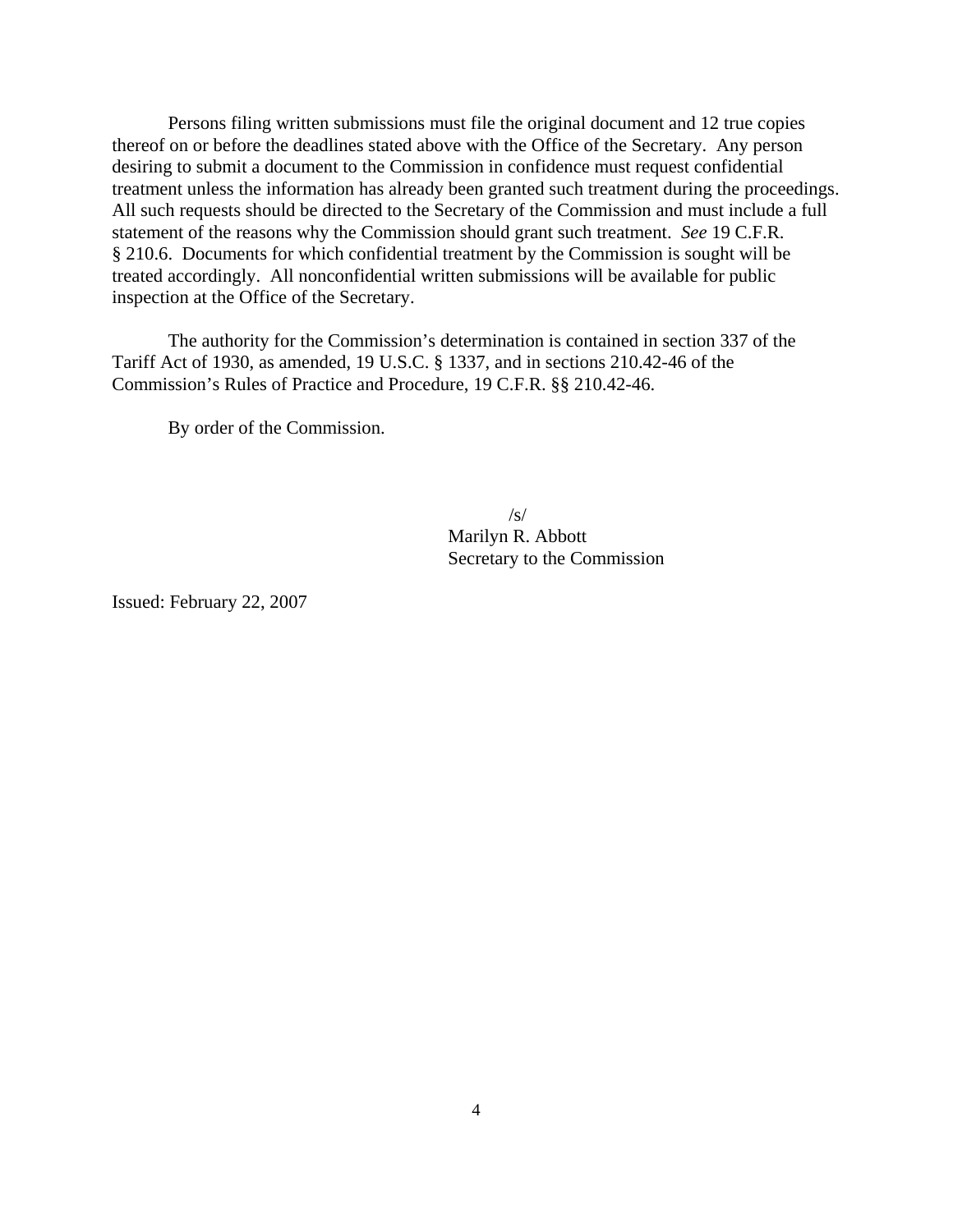Persons filing written submissions must file the original document and 12 true copies thereof on or before the deadlines stated above with the Office of the Secretary. Any person desiring to submit a document to the Commission in confidence must request confidential treatment unless the information has already been granted such treatment during the proceedings. All such requests should be directed to the Secretary of the Commission and must include a full statement of the reasons why the Commission should grant such treatment. *See* 19 C.F.R. § 210.6. Documents for which confidential treatment by the Commission is sought will be treated accordingly. All nonconfidential written submissions will be available for public inspection at the Office of the Secretary.

The authority for the Commission's determination is contained in section 337 of the Tariff Act of 1930, as amended, 19 U.S.C. § 1337, and in sections 210.42-46 of the Commission's Rules of Practice and Procedure, 19 C.F.R. §§ 210.42-46.

By order of the Commission.

/s/
Marilyn R. Abbott
Secretary to the Commission

Issued: February 22, 2007